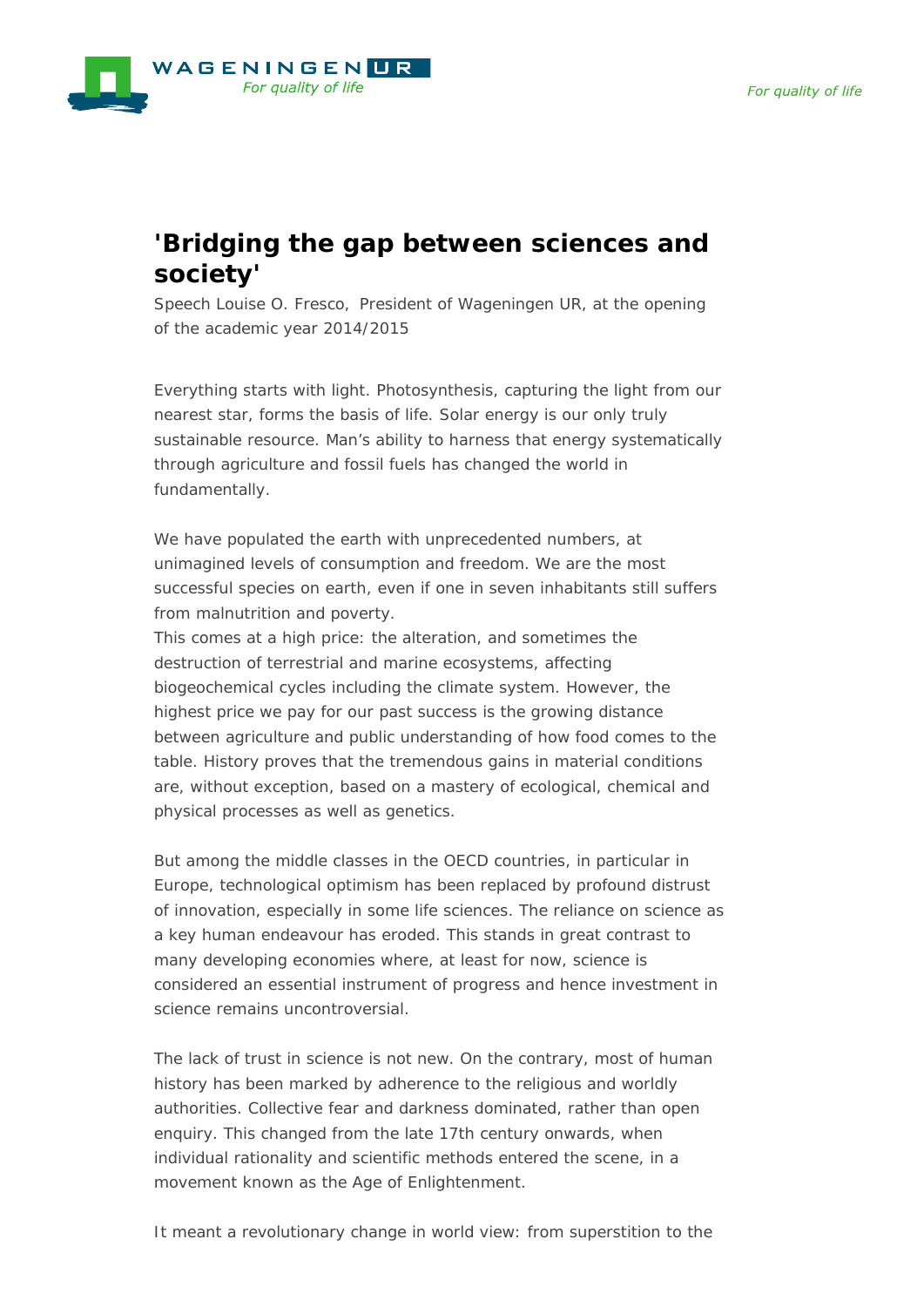# 'Bridging the gap between sciences and society'

Speech Louise O. Fresco, President of Wageningen UR, at the opening of the academic year 2014/2015

Everything starts with light. Photosynthesis, capturing the light from our nearest star, forms the basis of life. Solar energy is our only truly sustainable resource. Man's ability to harness that energy systematically through agriculture and fossil fuels has changed the world in fundamentally.

We have populated the earth with unprecedented numbers, at unimagined levels of consumption and freedom. We are the most successful species on earth, even if one in seven inhabitants still suffers from malnutrition and poverty.
This comes at a high price: the alteration, and sometimes the destruction of terrestrial and marine ecosystems, affecting biogeochemical cycles including the climate system. However, the highest price we pay for our past success is the growing distance between agriculture and public understanding of how food comes to the table. History proves that the tremendous gains in material conditions are, without exception, based on a mastery of ecological, chemical and physical processes as well as genetics.

But among the middle classes in the OECD countries, in particular in Europe, technological optimism has been replaced by profound distrust of innovation, especially in some life sciences. The reliance on science as a key human endeavour has eroded. This stands in great contrast to many developing economies where, at least for now, science is considered an essential instrument of progress and hence investment in science remains uncontroversial.

The lack of trust in science is not new. On the contrary, most of human history has been marked by adherence to the religious and worldly authorities. Collective fear and darkness dominated, rather than open enquiry. This changed from the late 17th century onwards, when individual rationality and scientific methods entered the scene, in a movement known as the Age of Enlightenment.

It meant a revolutionary change in world view: from superstition to the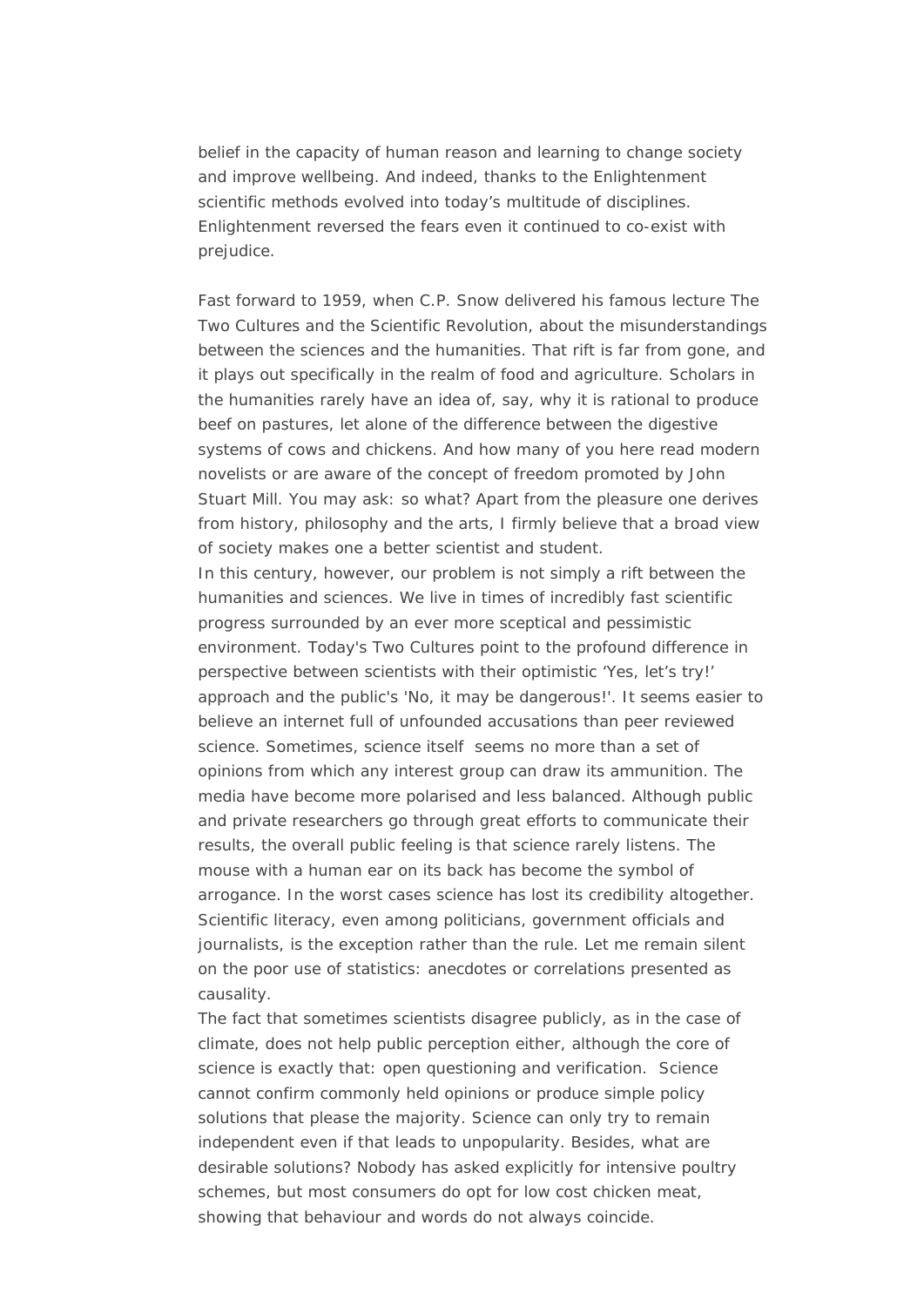belief in the capacity of human reason and learning to change society and improve wellbeing. And indeed, thanks to the Enlightenment scientific methods evolved into today's multitude of disciplines. Enlightenment reversed the fears even it continued to co-exist with prejudice.

Fast forward to 1959, when C.P. Snow delivered his famous lecture The Two Cultures and the Scientific Revolution, about the misunderstandings between the sciences and the humanities. That rift is far from gone, and it plays out specifically in the realm of food and agriculture. Scholars in the humanities rarely have an idea of, say, why it is rational to produce beef on pastures, let alone of the difference between the digestive systems of cows and chickens. And how many of you here read modern novelists or are aware of the concept of freedom promoted by John Stuart Mill. You may ask: so what? Apart from the pleasure one derives from history, philosophy and the arts, I firmly believe that a broad view of society makes one a better scientist and student.

In this century, however, our problem is not simply a rift between the humanities and sciences. We live in times of incredibly fast scientific progress surrounded by an ever more sceptical and pessimistic environment. Today's Two Cultures point to the profound difference in perspective between scientists with their optimistic 'Yes, let's try!' approach and the public's 'No, it may be dangerous!'. It seems easier to believe an internet full of unfounded accusations than peer reviewed science. Sometimes, science itself seems no more than a set of opinions from which any interest group can draw its ammunition. The media have become more polarised and less balanced. Although public and private researchers go through great efforts to communicate their results, the overall public feeling is that science rarely listens. The mouse with a human ear on its back has become the symbol of arrogance. In the worst cases science has lost its credibility altogether. Scientific literacy, even among politicians, government officials and journalists, is the exception rather than the rule. Let me remain silent on the poor use of statistics: anecdotes or correlations presented as causality.

The fact that sometimes scientists disagree publicly, as in the case of climate, does not help public perception either, although the core of science is exactly that: open questioning and verification. Science cannot confirm commonly held opinions or produce simple policy solutions that please the majority. Science can only try to remain independent even if that leads to unpopularity. Besides, what are desirable solutions? Nobody has asked explicitly for intensive poultry schemes, but most consumers do opt for low cost chicken meat, showing that behaviour and words do not always coincide.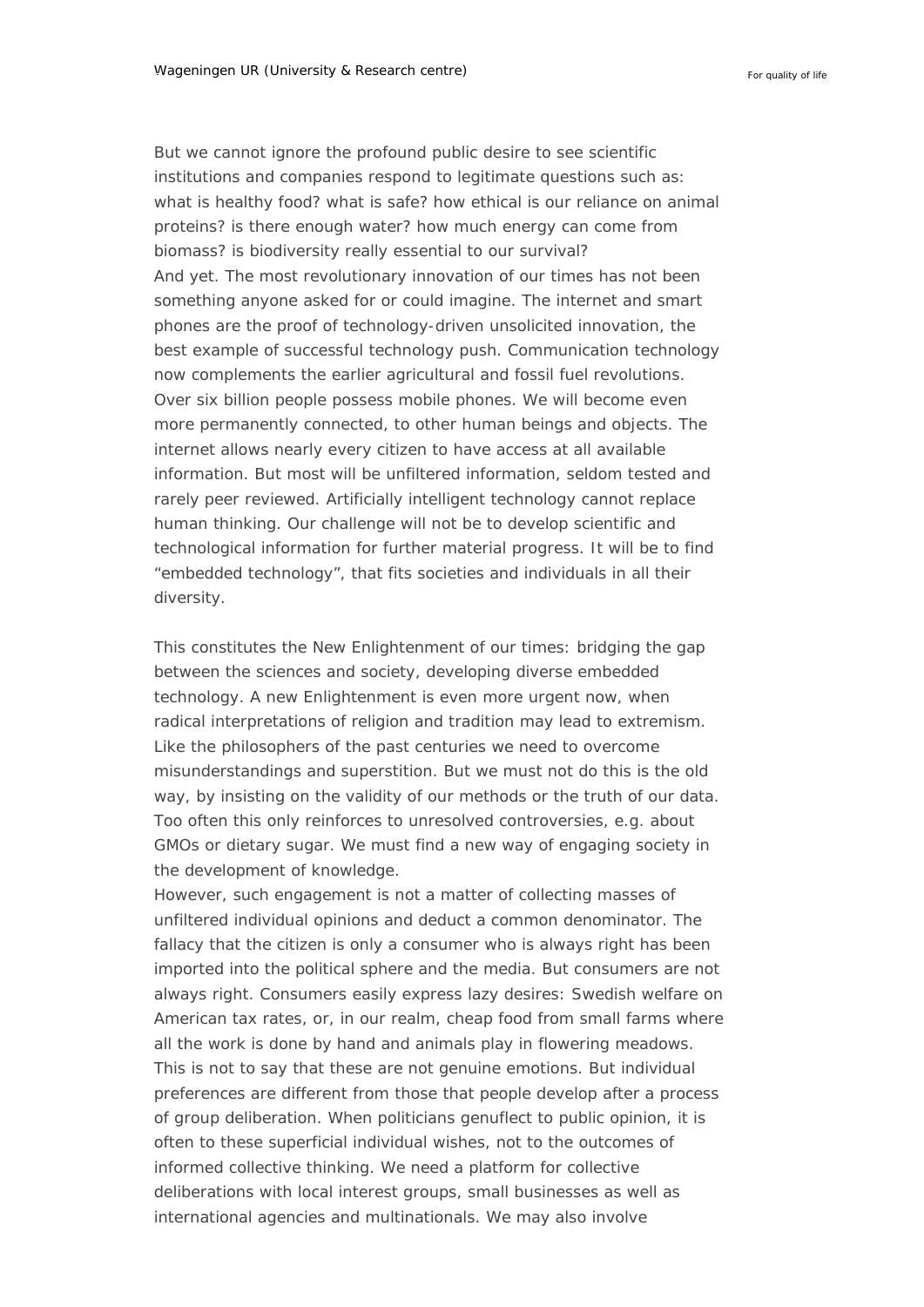But we cannot ignore the profound public desire to see scientific institutions and companies respond to legitimate questions such as: what is healthy food? what is safe? how ethical is our reliance on animal proteins? is there enough water? how much energy can come from biomass? is biodiversity really essential to our survival?
And yet. The most revolutionary innovation of our times has not been something anyone asked for or could imagine. The internet and smart phones are the proof of technology-driven unsolicited innovation, the best example of successful technology push. Communication technology now complements the earlier agricultural and fossil fuel revolutions. Over six billion people possess mobile phones. We will become even more permanently connected, to other human beings and objects. The internet allows nearly every citizen to have access at all available information. But most will be unfiltered information, seldom tested and rarely peer reviewed. Artificially intelligent technology cannot replace human thinking. Our challenge will not be to develop scientific and technological information for further material progress. It will be to find "embedded technology", that fits societies and individuals in all their diversity.

This constitutes the New Enlightenment of our times: bridging the gap between the sciences and society, developing diverse embedded technology. A new Enlightenment is even more urgent now, when radical interpretations of religion and tradition may lead to extremism. Like the philosophers of the past centuries we need to overcome misunderstandings and superstition. But we must not do this is the old way, by insisting on the validity of our methods or the truth of our data. Too often this only reinforces to unresolved controversies, e.g. about GMOs or dietary sugar. We must find a new way of engaging society in the development of knowledge.
However, such engagement is not a matter of collecting masses of unfiltered individual opinions and deduct a common denominator. The fallacy that the citizen is only a consumer who is always right has been imported into the political sphere and the media. But consumers are not always right. Consumers easily express lazy desires: Swedish welfare on American tax rates, or, in our realm, cheap food from small farms where all the work is done by hand and animals play in flowering meadows. This is not to say that these are not genuine emotions. But individual preferences are different from those that people develop after a process of group deliberation. When politicians genuflect to public opinion, it is often to these superficial individual wishes, not to the outcomes of informed collective thinking. We need a platform for collective deliberations with local interest groups, small businesses as well as international agencies and multinationals. We may also involve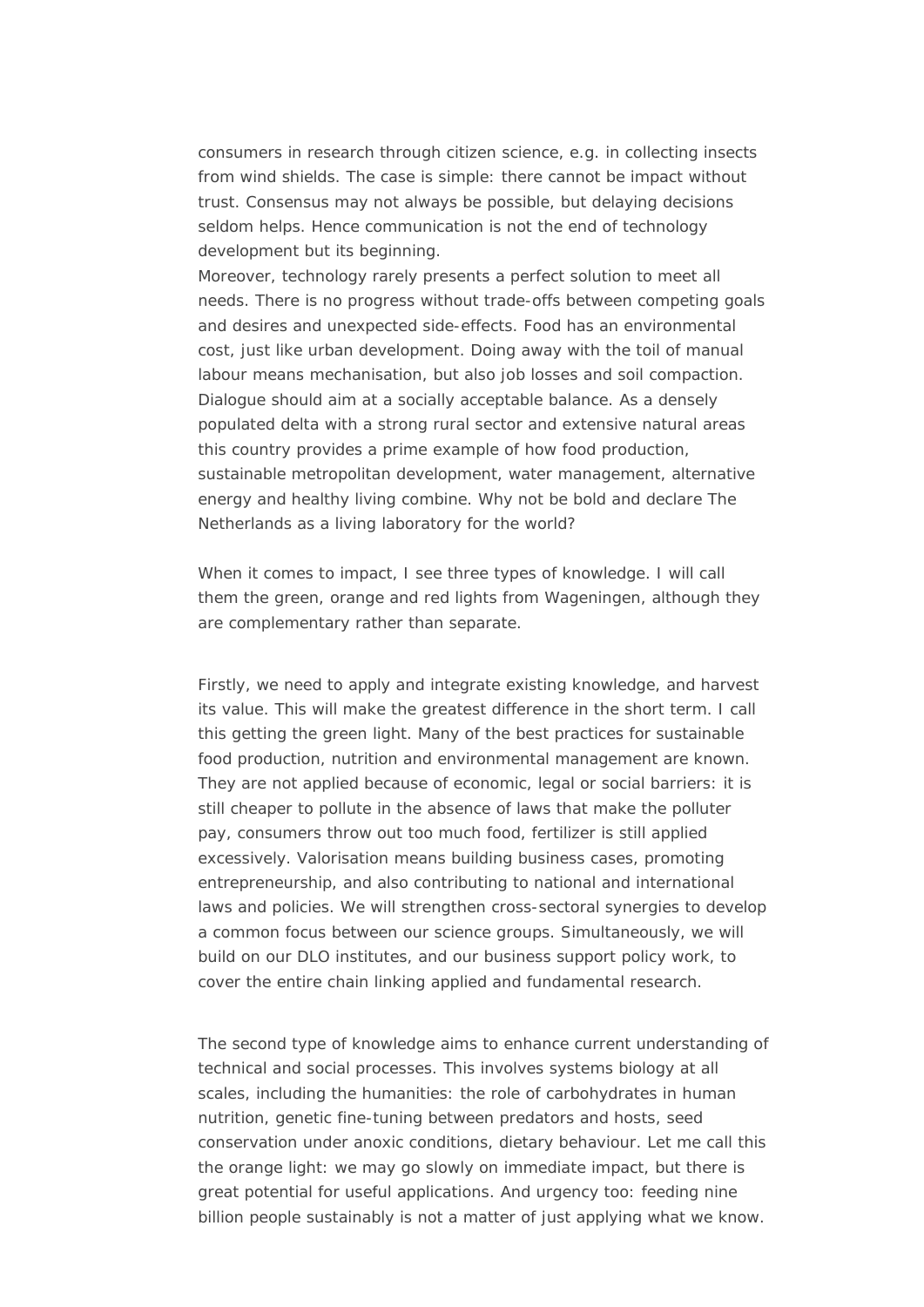consumers in research through citizen science, e.g. in collecting insects from wind shields. The case is simple: there cannot be impact without trust. Consensus may not always be possible, but delaying decisions seldom helps. Hence communication is not the end of technology development but its beginning.
Moreover, technology rarely presents a perfect solution to meet all needs. There is no progress without trade-offs between competing goals and desires and unexpected side-effects. Food has an environmental cost, just like urban development. Doing away with the toil of manual labour means mechanisation, but also job losses and soil compaction. Dialogue should aim at a socially acceptable balance. As a densely populated delta with a strong rural sector and extensive natural areas this country provides a prime example of how food production, sustainable metropolitan development, water management, alternative energy and healthy living combine. Why not be bold and declare The Netherlands as a living laboratory for the world?

When it comes to impact, I see three types of knowledge. I will call them the green, orange and red lights from Wageningen, although they are complementary rather than separate.

Firstly, we need to apply and integrate existing knowledge, and harvest its value. This will make the greatest difference in the short term. I call this getting the green light. Many of the best practices for sustainable food production, nutrition and environmental management are known. They are not applied because of economic, legal or social barriers: it is still cheaper to pollute in the absence of laws that make the polluter pay, consumers throw out too much food, fertilizer is still applied excessively. Valorisation means building business cases, promoting entrepreneurship, and also contributing to national and international laws and policies. We will strengthen cross-sectoral synergies to develop a common focus between our science groups. Simultaneously, we will build on our DLO institutes, and our business support policy work, to cover the entire chain linking applied and fundamental research.

The second type of knowledge aims to enhance current understanding of technical and social processes. This involves systems biology at all scales, including the humanities: the role of carbohydrates in human nutrition, genetic fine-tuning between predators and hosts, seed conservation under anoxic conditions, dietary behaviour. Let me call this the orange light: we may go slowly on immediate impact, but there is great potential for useful applications. And urgency too: feeding nine billion people sustainably is not a matter of just applying what we know.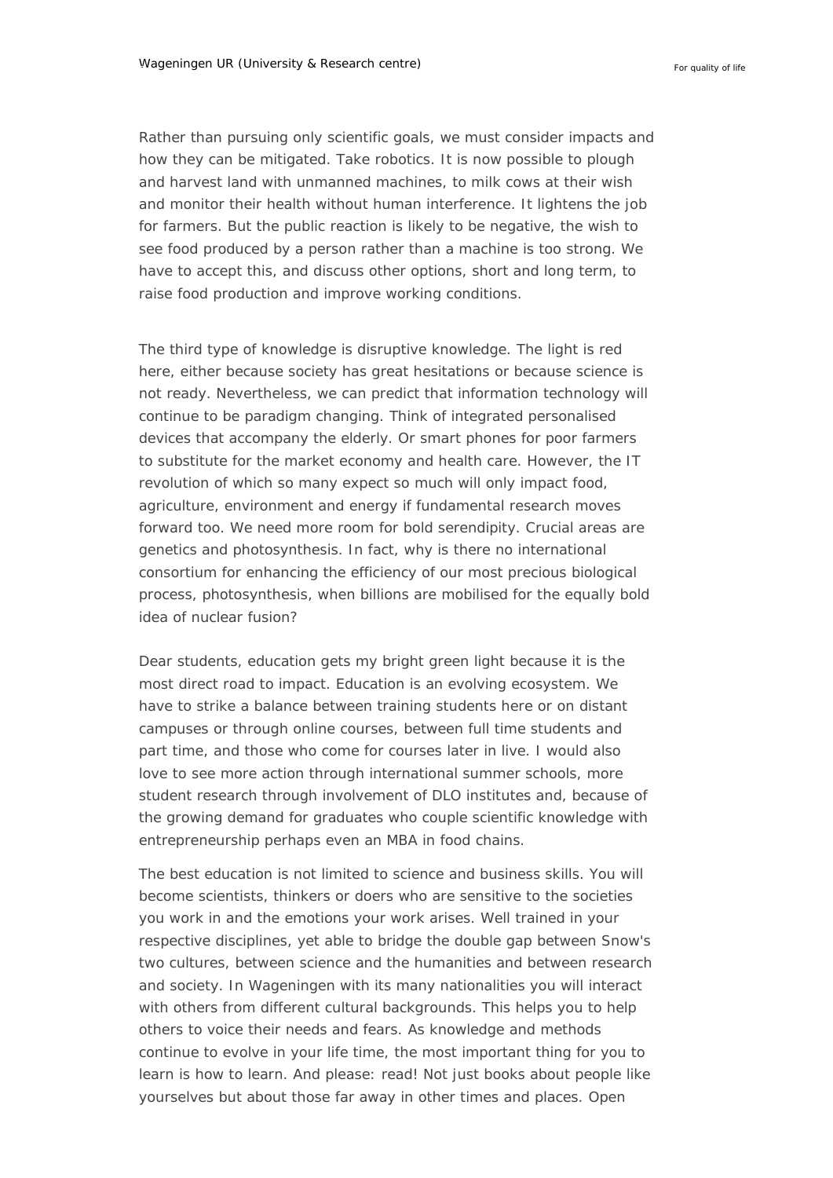Rather than pursuing only scientific goals, we must consider impacts and how they can be mitigated. Take robotics. It is now possible to plough and harvest land with unmanned machines, to milk cows at their wish and monitor their health without human interference. It lightens the job for farmers. But the public reaction is likely to be negative, the wish to see food produced by a person rather than a machine is too strong. We have to accept this, and discuss other options, short and long term, to raise food production and improve working conditions.

The third type of knowledge is disruptive knowledge. The light is red here, either because society has great hesitations or because science is not ready. Nevertheless, we can predict that information technology will continue to be paradigm changing. Think of integrated personalised devices that accompany the elderly. Or smart phones for poor farmers to substitute for the market economy and health care. However, the IT revolution of which so many expect so much will only impact food, agriculture, environment and energy if fundamental research moves forward too. We need more room for bold serendipity. Crucial areas are genetics and photosynthesis. In fact, why is there no international consortium for enhancing the efficiency of our most precious biological process, photosynthesis, when billions are mobilised for the equally bold idea of nuclear fusion?

Dear students, education gets my bright green light because it is the most direct road to impact. Education is an evolving ecosystem. We have to strike a balance between training students here or on distant campuses or through online courses, between full time students and part time, and those who come for courses later in live. I would also love to see more action through international summer schools, more student research through involvement of DLO institutes and, because of the growing demand for graduates who couple scientific knowledge with entrepreneurship perhaps even an MBA in food chains.

The best education is not limited to science and business skills. You will become scientists, thinkers or doers who are sensitive to the societies you work in and the emotions your work arises. Well trained in your respective disciplines, yet able to bridge the double gap between Snow's two cultures, between science and the humanities and between research and society. In Wageningen with its many nationalities you will interact with others from different cultural backgrounds. This helps you to help others to voice their needs and fears. As knowledge and methods continue to evolve in your life time, the most important thing for you to learn is how to learn. And please: read! Not just books about people like yourselves but about those far away in other times and places. Open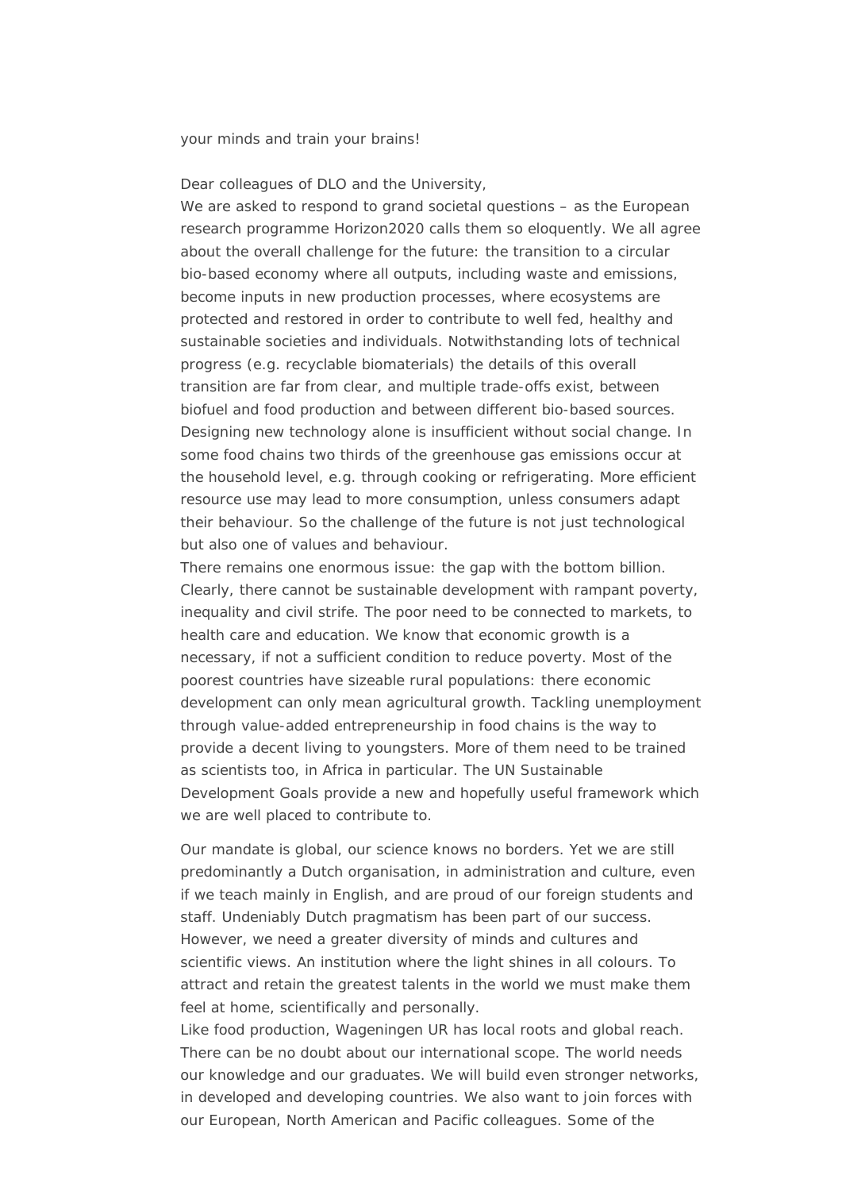your minds and train your brains!

Dear colleagues of DLO and the University,

We are asked to respond to grand societal questions – as the European research programme Horizon2020 calls them so eloquently. We all agree about the overall challenge for the future: the transition to a circular bio-based economy where all outputs, including waste and emissions, become inputs in new production processes, where ecosystems are protected and restored in order to contribute to well fed, healthy and sustainable societies and individuals. Notwithstanding lots of technical progress (e.g. recyclable biomaterials) the details of this overall transition are far from clear, and multiple trade-offs exist, between biofuel and food production and between different bio-based sources. Designing new technology alone is insufficient without social change. In some food chains two thirds of the greenhouse gas emissions occur at the household level, e.g. through cooking or refrigerating. More efficient resource use may lead to more consumption, unless consumers adapt their behaviour. So the challenge of the future is not just technological but also one of values and behaviour.

There remains one enormous issue: the gap with the bottom billion. Clearly, there cannot be sustainable development with rampant poverty, inequality and civil strife. The poor need to be connected to markets, to health care and education. We know that economic growth is a necessary, if not a sufficient condition to reduce poverty. Most of the poorest countries have sizeable rural populations: there economic development can only mean agricultural growth. Tackling unemployment through value-added entrepreneurship in food chains is the way to provide a decent living to youngsters. More of them need to be trained as scientists too, in Africa in particular. The UN Sustainable Development Goals provide a new and hopefully useful framework which we are well placed to contribute to.

Our mandate is global, our science knows no borders. Yet we are still predominantly a Dutch organisation, in administration and culture, even if we teach mainly in English, and are proud of our foreign students and staff. Undeniably Dutch pragmatism has been part of our success. However, we need a greater diversity of minds and cultures and scientific views. An institution where the light shines in all colours. To attract and retain the greatest talents in the world we must make them feel at home, scientifically and personally.

Like food production, Wageningen UR has local roots and global reach. There can be no doubt about our international scope. The world needs our knowledge and our graduates. We will build even stronger networks, in developed and developing countries. We also want to join forces with our European, North American and Pacific colleagues. Some of the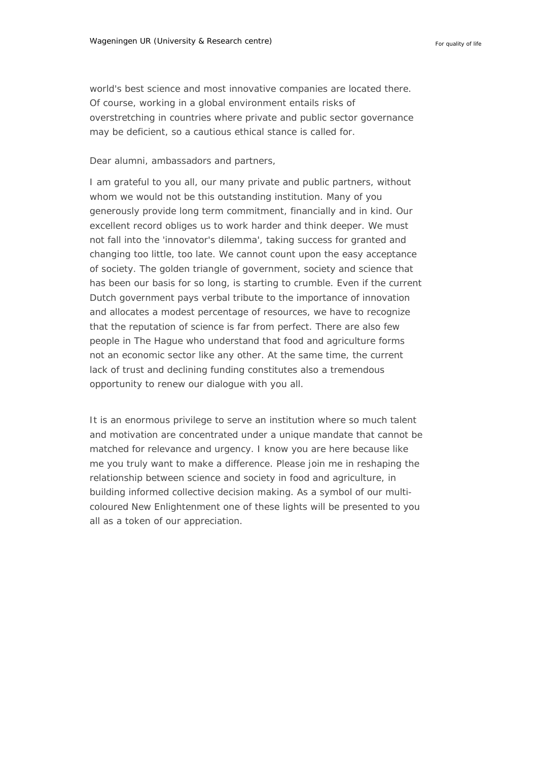world's best science and most innovative companies are located there. Of course, working in a global environment entails risks of overstretching in countries where private and public sector governance may be deficient, so a cautious ethical stance is called for.

Dear alumni, ambassadors and partners,

I am grateful to you all, our many private and public partners, without whom we would not be this outstanding institution. Many of you generously provide long term commitment, financially and in kind. Our excellent record obliges us to work harder and think deeper. We must not fall into the 'innovator's dilemma', taking success for granted and changing too little, too late. We cannot count upon the easy acceptance of society. The golden triangle of government, society and science that has been our basis for so long, is starting to crumble. Even if the current Dutch government pays verbal tribute to the importance of innovation and allocates a modest percentage of resources, we have to recognize that the reputation of science is far from perfect. There are also few people in The Hague who understand that food and agriculture forms not an economic sector like any other. At the same time, the current lack of trust and declining funding constitutes also a tremendous opportunity to renew our dialogue with you all.

It is an enormous privilege to serve an institution where so much talent and motivation are concentrated under a unique mandate that cannot be matched for relevance and urgency. I know you are here because like me you truly want to make a difference. Please join me in reshaping the relationship between science and society in food and agriculture, in building informed collective decision making. As a symbol of our multi-coloured New Enlightenment one of these lights will be presented to you all as a token of our appreciation.